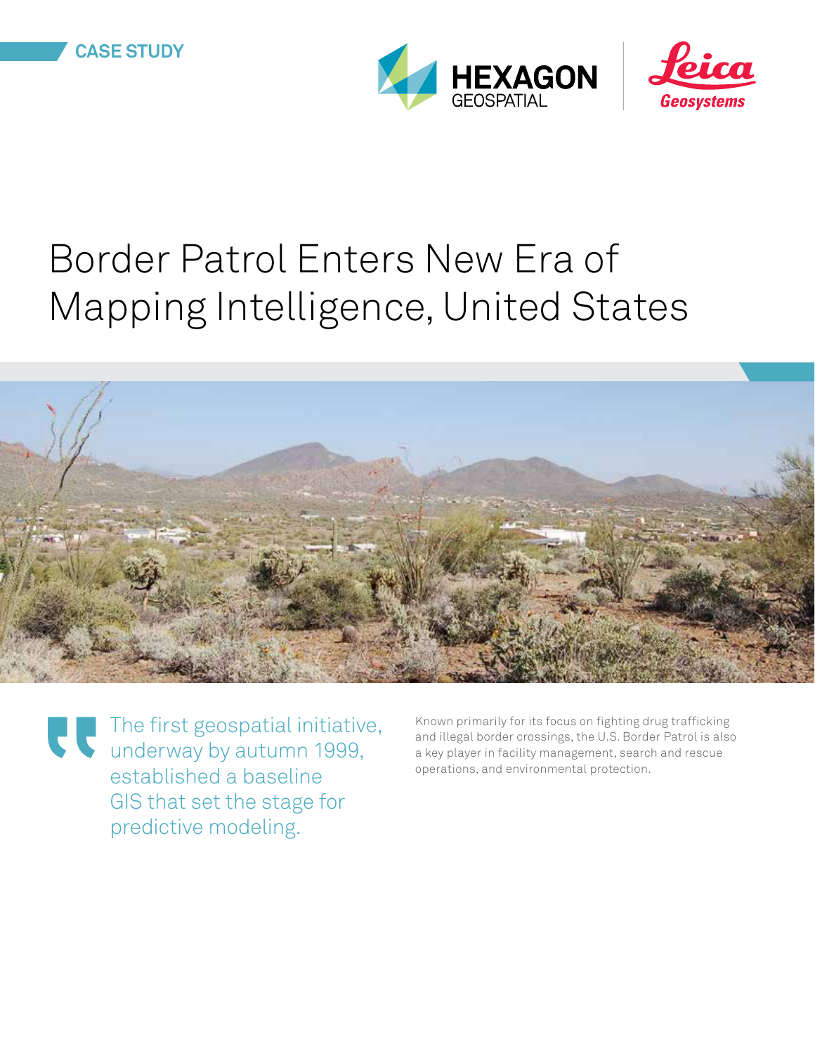CASE STUDY

# Border Patrol Enters New Era of Mapping Intelligence, United States

> The first geospatial initiative, underway by autumn 1999, established a baseline GIS that set the stage for predictive modeling.

Known primarily for its focus on fighting drug trafficking and illegal border crossings, the U.S. Border Patrol is also a key player in facility management, search and rescue operations, and environmental protection.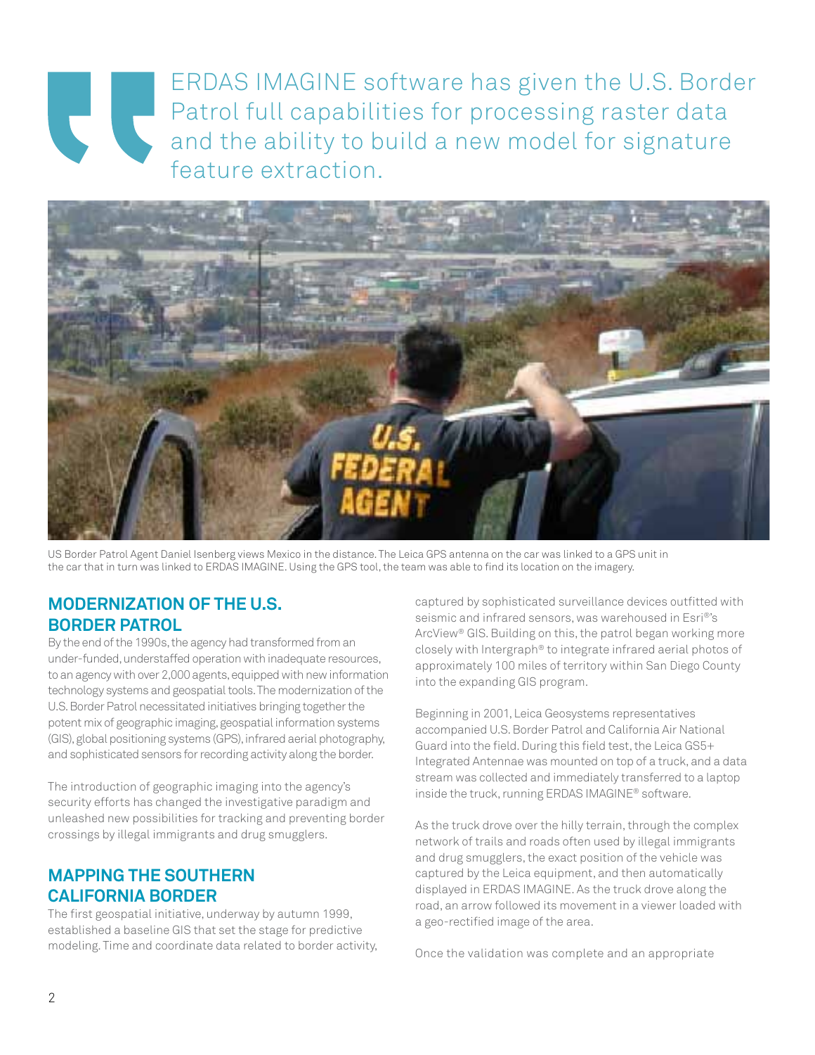ERDAS IMAGINE software has given the U.S. Border Patrol full capabilities for processing raster data and the ability to build a new model for signature feature extraction.

US Border Patrol Agent Daniel Isenberg views Mexico in the distance. The Leica GPS antenna on the car was linked to a GPS unit in the car that in turn was linked to ERDAS IMAGINE. Using the GPS tool, the team was able to find its location on the imagery.

## MODERNIZATION OF THE U.S. BORDER PATROL

By the end of the 1990s, the agency had transformed from an under-funded, understaffed operation with inadequate resources, to an agency with over 2,000 agents, equipped with new information technology systems and geospatial tools. The modernization of the U.S. Border Patrol necessitated initiatives bringing together the potent mix of geographic imaging, geospatial information systems (GIS), global positioning systems (GPS), infrared aerial photography, and sophisticated sensors for recording activity along the border.

The introduction of geographic imaging into the agency's security efforts has changed the investigative paradigm and unleashed new possibilities for tracking and preventing border crossings by illegal immigrants and drug smugglers.

## MAPPING THE SOUTHERN CALIFORNIA BORDER

The first geospatial initiative, underway by autumn 1999, established a baseline GIS that set the stage for predictive modeling. Time and coordinate data related to border activity, captured by sophisticated surveillance devices outfitted with seismic and infrared sensors, was warehoused in Esri®'s ArcView® GIS. Building on this, the patrol began working more closely with Intergraph® to integrate infrared aerial photos of approximately 100 miles of territory within San Diego County into the expanding GIS program.

Beginning in 2001, Leica Geosystems representatives accompanied U.S. Border Patrol and California Air National Guard into the field. During this field test, the Leica GS5+ Integrated Antennae was mounted on top of a truck, and a data stream was collected and immediately transferred to a laptop inside the truck, running ERDAS IMAGINE® software.

As the truck drove over the hilly terrain, through the complex network of trails and roads often used by illegal immigrants and drug smugglers, the exact position of the vehicle was captured by the Leica equipment, and then automatically displayed in ERDAS IMAGINE. As the truck drove along the road, an arrow followed its movement in a viewer loaded with a geo-rectified image of the area.

Once the validation was complete and an appropriate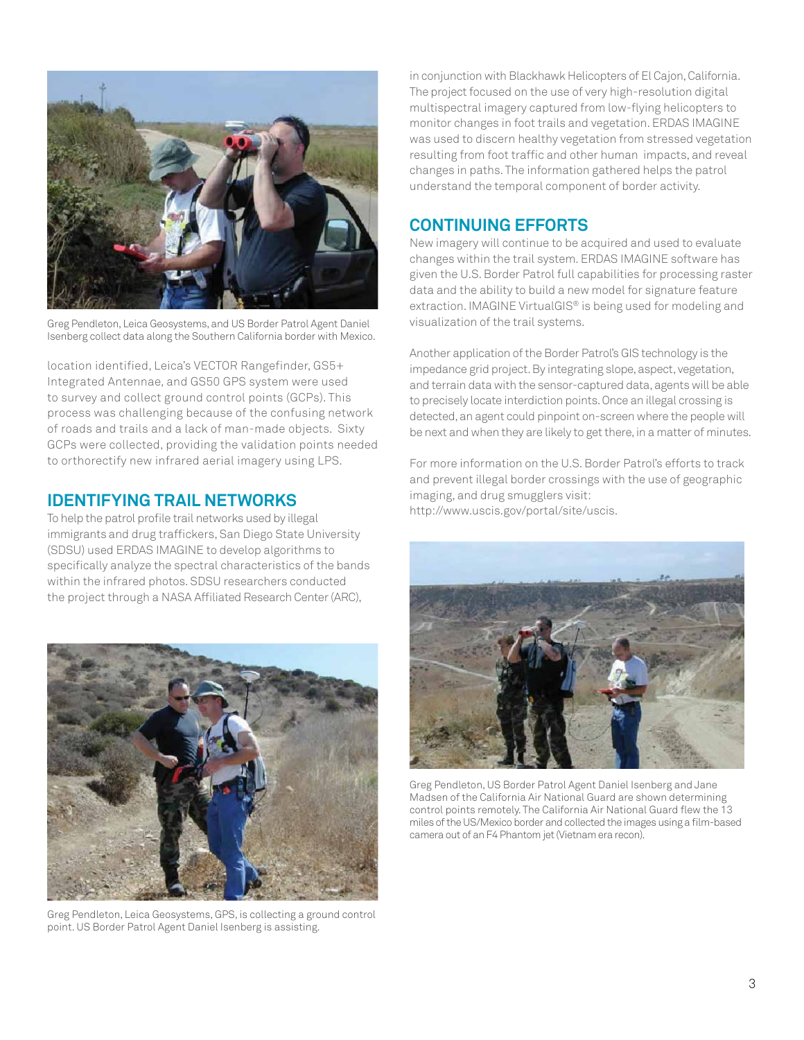Greg Pendleton, Leica Geosystems, and US Border Patrol Agent Daniel Isenberg collect data along the Southern California border with Mexico.

location identified, Leica's VECTOR Rangefinder, GS5+ Integrated Antennae, and GS50 GPS system were used to survey and collect ground control points (GCPs). This process was challenging because of the confusing network of roads and trails and a lack of man-made objects. Sixty GCPs were collected, providing the validation points needed to orthorectify new infrared aerial imagery using LPS.

## IDENTIFYING TRAIL NETWORKS

To help the patrol profile trail networks used by illegal immigrants and drug traffickers, San Diego State University (SDSU) used ERDAS IMAGINE to develop algorithms to specifically analyze the spectral characteristics of the bands within the infrared photos. SDSU researchers conducted the project through a NASA Affiliated Research Center (ARC), in conjunction with Blackhawk Helicopters of El Cajon, California. The project focused on the use of very high-resolution digital multispectral imagery captured from low-flying helicopters to monitor changes in foot trails and vegetation. ERDAS IMAGINE was used to discern healthy vegetation from stressed vegetation resulting from foot traffic and other human impacts, and reveal changes in paths. The information gathered helps the patrol understand the temporal component of border activity.

Greg Pendleton, Leica Geosystems, GPS, is collecting a ground control point. US Border Patrol Agent Daniel Isenberg is assisting.

## CONTINUING EFFORTS

New imagery will continue to be acquired and used to evaluate changes within the trail system. ERDAS IMAGINE software has given the U.S. Border Patrol full capabilities for processing raster data and the ability to build a new model for signature feature extraction. IMAGINE VirtualGIS® is being used for modeling and visualization of the trail systems.

Another application of the Border Patrol's GIS technology is the impedance grid project. By integrating slope, aspect, vegetation, and terrain data with the sensor-captured data, agents will be able to precisely locate interdiction points. Once an illegal crossing is detected, an agent could pinpoint on-screen where the people will be next and when they are likely to get there, in a matter of minutes.

For more information on the U.S. Border Patrol's efforts to track and prevent illegal border crossings with the use of geographic imaging, and drug smugglers visit: http://www.uscis.gov/portal/site/uscis.

Greg Pendleton, US Border Patrol Agent Daniel Isenberg and Jane Madsen of the California Air National Guard are shown determining control points remotely. The California Air National Guard flew the 13 miles of the US/Mexico border and collected the images using a film-based camera out of an F4 Phantom jet (Vietnam era recon).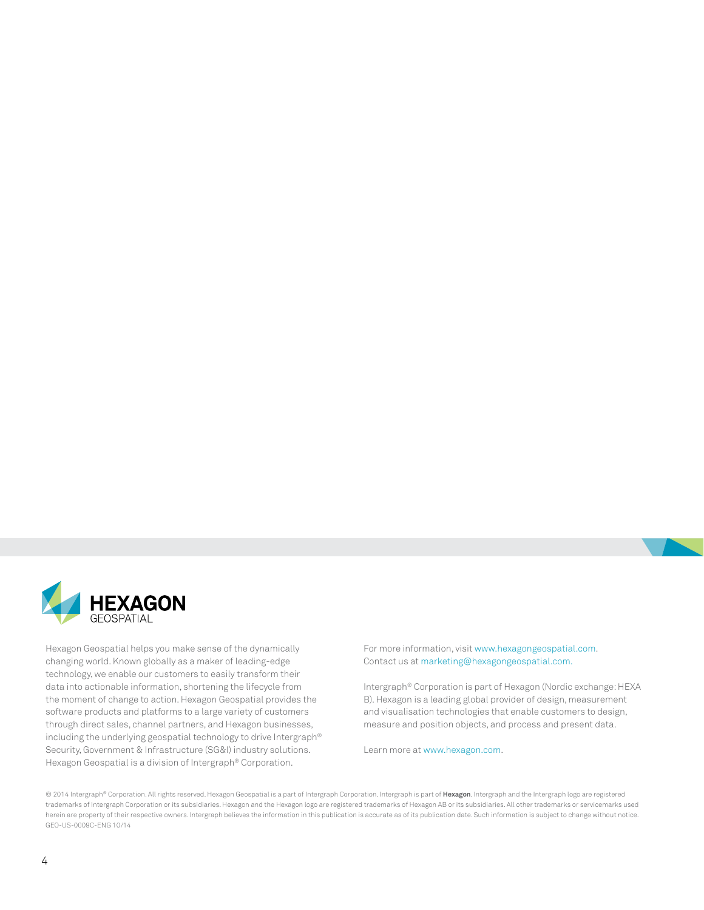HEXAGON
GEOSPATIAL

Hexagon Geospatial helps you make sense of the dynamically changing world. Known globally as a maker of leading-edge technology, we enable our customers to easily transform their data into actionable information, shortening the lifecycle from the moment of change to action. Hexagon Geospatial provides the software products and platforms to a large variety of customers through direct sales, channel partners, and Hexagon businesses, including the underlying geospatial technology to drive Intergraph® Security, Government & Infrastructure (SG&I) industry solutions. Hexagon Geospatial is a division of Intergraph® Corporation.

For more information, visit www.hexagongeospatial.com.
Contact us at marketing@hexagongeospatial.com.

Intergraph® Corporation is part of Hexagon (Nordic exchange: HEXA B). Hexagon is a leading global provider of design, measurement and visualisation technologies that enable customers to design, measure and position objects, and process and present data.

Learn more at www.hexagon.com.

© 2014 Intergraph® Corporation. All rights reserved. Hexagon Geospatial is a part of Intergraph Corporation. Intergraph is part of **Hexagon**. Intergraph and the Intergraph logo are registered trademarks of Intergraph Corporation or its subsidiaries. Hexagon and the Hexagon logo are registered trademarks of Hexagon AB or its subsidiaries. All other trademarks or servicemarks used herein are property of their respective owners. Intergraph believes the information in this publication is accurate as of its publication date. Such information is subject to change without notice.
GEO-US-0009C-ENG 10/14